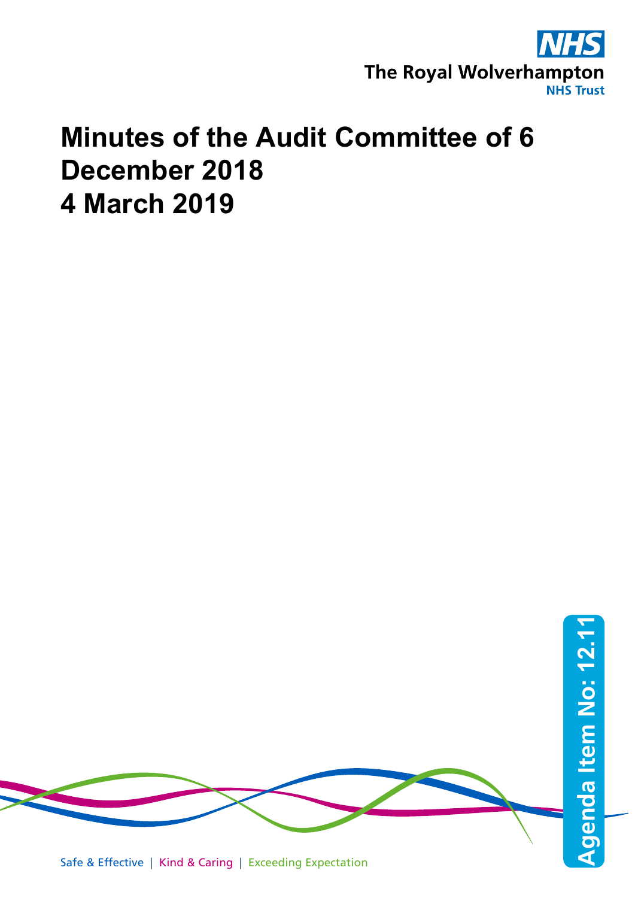The Royal Wolverhampton NHS Trust

# Minutes of the Audit Committee of 6 December 2018
# 4 March 2019

Agenda Item No: 12.11

Safe & Effective | Kind & Caring | Exceeding Expectation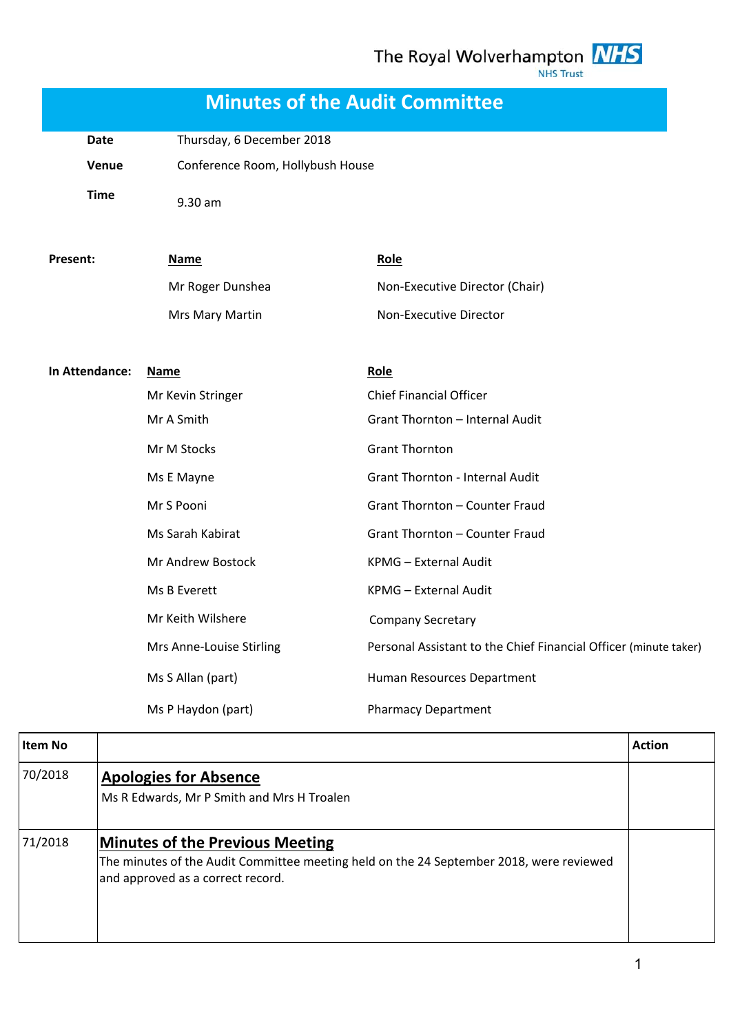The Royal Wolverhampton NHS Trust

# Minutes of the Audit Committee

| | |
|---|---|
| **Date** | Thursday, 6 December 2018 |
| **Venue** | Conference Room, Hollybush House |
| **Time** | 9.30 am |

**Present:**

| Name | Role |
|---|---|
| Mr Roger Dunshea | Non-Executive Director (Chair) |
| Mrs Mary Martin | Non-Executive Director |

**In Attendance:**

| Name | Role |
|---|---|
| Mr Kevin Stringer | Chief Financial Officer |
| Mr A Smith | Grant Thornton – Internal Audit |
| Mr M Stocks | Grant Thornton |
| Ms E Mayne | Grant Thornton - Internal Audit |
| Mr S Pooni | Grant Thornton – Counter Fraud |
| Ms Sarah Kabirat | Grant Thornton – Counter Fraud |
| Mr Andrew Bostock | KPMG – External Audit |
| Ms B Everett | KPMG – External Audit |
| Mr Keith Wilshere | Company Secretary |
| Mrs Anne-Louise Stirling | Personal Assistant to the Chief Financial Officer (minute taker) |
| Ms S Allan (part) | Human Resources Department |
| Ms P Haydon (part) | Pharmacy Department |

| Item No | | Action |
|---|---|---|
| 70/2018 | **Apologies for Absence**<br>Ms R Edwards, Mr P Smith and Mrs H Troalen | |
| 71/2018 | **Minutes of the Previous Meeting**<br>The minutes of the Audit Committee meeting held on the 24 September 2018, were reviewed and approved as a correct record. | |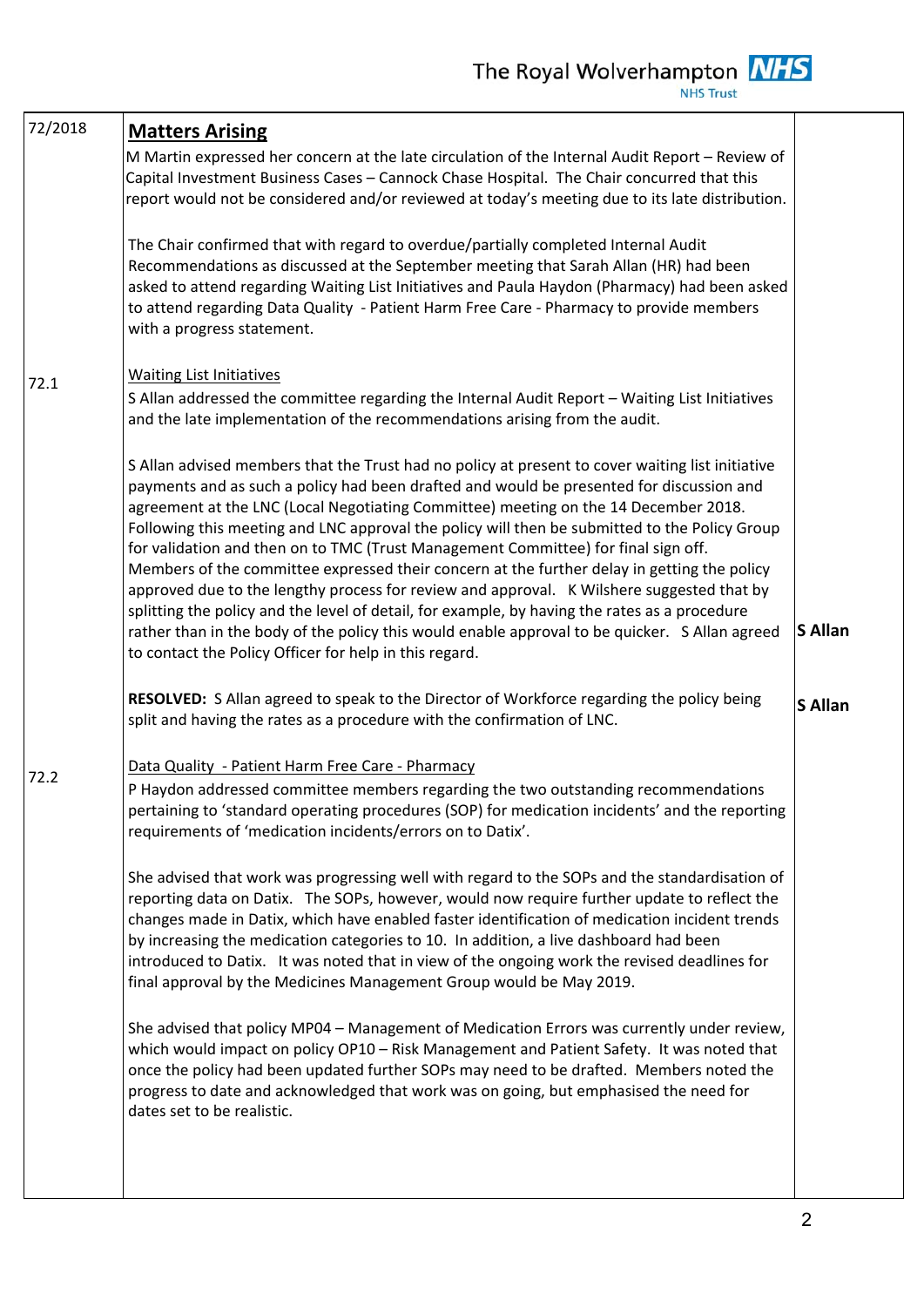| | | |
|---|---|---|
| 72/2018 | **Matters Arising**<br>M Martin expressed her concern at the late circulation of the Internal Audit Report – Review of Capital Investment Business Cases – Cannock Chase Hospital. The Chair concurred that this report would not be considered and/or reviewed at today's meeting due to its late distribution.<br><br>The Chair confirmed that with regard to overdue/partially completed Internal Audit Recommendations as discussed at the September meeting that Sarah Allan (HR) had been asked to attend regarding Waiting List Initiatives and Paula Haydon (Pharmacy) had been asked to attend regarding Data Quality - Patient Harm Free Care - Pharmacy to provide members with a progress statement. | |
| 72.1 | Waiting List Initiatives<br>S Allan addressed the committee regarding the Internal Audit Report – Waiting List Initiatives and the late implementation of the recommendations arising from the audit.<br><br>S Allan advised members that the Trust had no policy at present to cover waiting list initiative payments and as such a policy had been drafted and would be presented for discussion and agreement at the LNC (Local Negotiating Committee) meeting on the 14 December 2018. Following this meeting and LNC approval the policy will then be submitted to the Policy Group for validation and then on to TMC (Trust Management Committee) for final sign off. Members of the committee expressed their concern at the further delay in getting the policy approved due to the lengthy process for review and approval. K Wilshere suggested that by splitting the policy and the level of detail, for example, by having the rates as a procedure rather than in the body of the policy this would enable approval to be quicker. S Allan agreed to contact the Policy Officer for help in this regard. | **S Allan** |
| | **RESOLVED:** S Allan agreed to speak to the Director of Workforce regarding the policy being split and having the rates as a procedure with the confirmation of LNC. | **S Allan** |
| 72.2 | Data Quality - Patient Harm Free Care - Pharmacy<br>P Haydon addressed committee members regarding the two outstanding recommendations pertaining to 'standard operating procedures (SOP) for medication incidents' and the reporting requirements of 'medication incidents/errors on to Datix'.<br><br>She advised that work was progressing well with regard to the SOPs and the standardisation of reporting data on Datix. The SOPs, however, would now require further update to reflect the changes made in Datix, which have enabled faster identification of medication incident trends by increasing the medication categories to 10. In addition, a live dashboard had been introduced to Datix. It was noted that in view of the ongoing work the revised deadlines for final approval by the Medicines Management Group would be May 2019.<br><br>She advised that policy MP04 – Management of Medication Errors was currently under review, which would impact on policy OP10 – Risk Management and Patient Safety. It was noted that once the policy had been updated further SOPs may need to be drafted. Members noted the progress to date and acknowledged that work was on going, but emphasised the need for dates set to be realistic. | |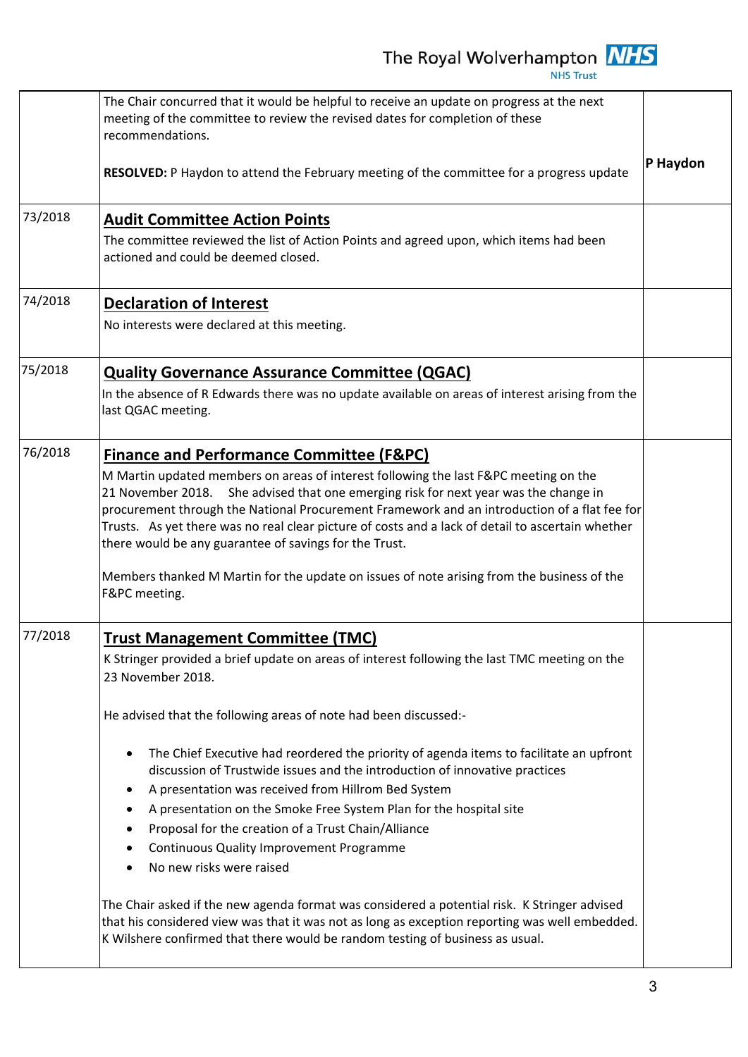| | | |
|---|---|---|
| | The Chair concurred that it would be helpful to receive an update on progress at the next meeting of the committee to review the revised dates for completion of these recommendations.<br><br>**RESOLVED:** P Haydon to attend the February meeting of the committee for a progress update | **P Haydon** |
| 73/2018 | **Audit Committee Action Points**<br>The committee reviewed the list of Action Points and agreed upon, which items had been actioned and could be deemed closed. | |
| 74/2018 | **Declaration of Interest**<br>No interests were declared at this meeting. | |
| 75/2018 | **Quality Governance Assurance Committee (QGAC)**<br>In the absence of R Edwards there was no update available on areas of interest arising from the last QGAC meeting. | |
| 76/2018 | **Finance and Performance Committee (F&PC)**<br>M Martin updated members on areas of interest following the last F&PC meeting on the 21 November 2018. She advised that one emerging risk for next year was the change in procurement through the National Procurement Framework and an introduction of a flat fee for Trusts. As yet there was no real clear picture of costs and a lack of detail to ascertain whether there would be any guarantee of savings for the Trust.<br><br>Members thanked M Martin for the update on issues of note arising from the business of the F&PC meeting. | |
| 77/2018 | **Trust Management Committee (TMC)**<br>K Stringer provided a brief update on areas of interest following the last TMC meeting on the 23 November 2018.<br><br>He advised that the following areas of note had been discussed:-<br><br>• The Chief Executive had reordered the priority of agenda items to facilitate an upfront discussion of Trustwide issues and the introduction of innovative practices<br>• A presentation was received from Hillrom Bed System<br>• A presentation on the Smoke Free System Plan for the hospital site<br>• Proposal for the creation of a Trust Chain/Alliance<br>• Continuous Quality Improvement Programme<br>• No new risks were raised<br><br>The Chair asked if the new agenda format was considered a potential risk. K Stringer advised that his considered view was that it was not as long as exception reporting was well embedded. K Wilshere confirmed that there would be random testing of business as usual. | |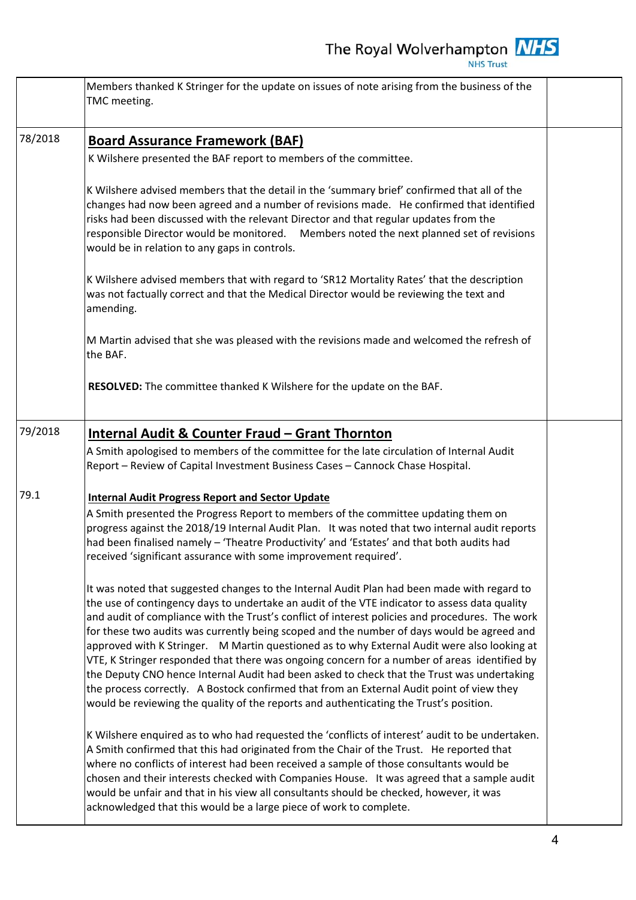| | | |
|---|---|---|
| | Members thanked K Stringer for the update on issues of note arising from the business of the TMC meeting. | |
| 78/2018 | **Board Assurance Framework (BAF)**<br><br>K Wilshere presented the BAF report to members of the committee.<br><br>K Wilshere advised members that the detail in the 'summary brief' confirmed that all of the changes had now been agreed and a number of revisions made. He confirmed that identified risks had been discussed with the relevant Director and that regular updates from the responsible Director would be monitored. Members noted the next planned set of revisions would be in relation to any gaps in controls.<br><br>K Wilshere advised members that with regard to 'SR12 Mortality Rates' that the description was not factually correct and that the Medical Director would be reviewing the text and amending.<br><br>M Martin advised that she was pleased with the revisions made and welcomed the refresh of the BAF.<br><br>**RESOLVED:** The committee thanked K Wilshere for the update on the BAF. | |
| 79/2018 | **Internal Audit & Counter Fraud – Grant Thornton**<br><br>A Smith apologised to members of the committee for the late circulation of Internal Audit Report – Review of Capital Investment Business Cases – Cannock Chase Hospital. | |
| 79.1 | **Internal Audit Progress Report and Sector Update**<br><br>A Smith presented the Progress Report to members of the committee updating them on progress against the 2018/19 Internal Audit Plan. It was noted that two internal audit reports had been finalised namely – 'Theatre Productivity' and 'Estates' and that both audits had received 'significant assurance with some improvement required'.<br><br>It was noted that suggested changes to the Internal Audit Plan had been made with regard to the use of contingency days to undertake an audit of the VTE indicator to assess data quality and audit of compliance with the Trust's conflict of interest policies and procedures. The work for these two audits was currently being scoped and the number of days would be agreed and approved with K Stringer. M Martin questioned as to why External Audit were also looking at VTE, K Stringer responded that there was ongoing concern for a number of areas identified by the Deputy CNO hence Internal Audit had been asked to check that the Trust was undertaking the process correctly. A Bostock confirmed that from an External Audit point of view they would be reviewing the quality of the reports and authenticating the Trust's position.<br><br>K Wilshere enquired as to who had requested the 'conflicts of interest' audit to be undertaken. A Smith confirmed that this had originated from the Chair of the Trust. He reported that where no conflicts of interest had been received a sample of those consultants would be chosen and their interests checked with Companies House. It was agreed that a sample audit would be unfair and that in his view all consultants should be checked, however, it was acknowledged that this would be a large piece of work to complete. | |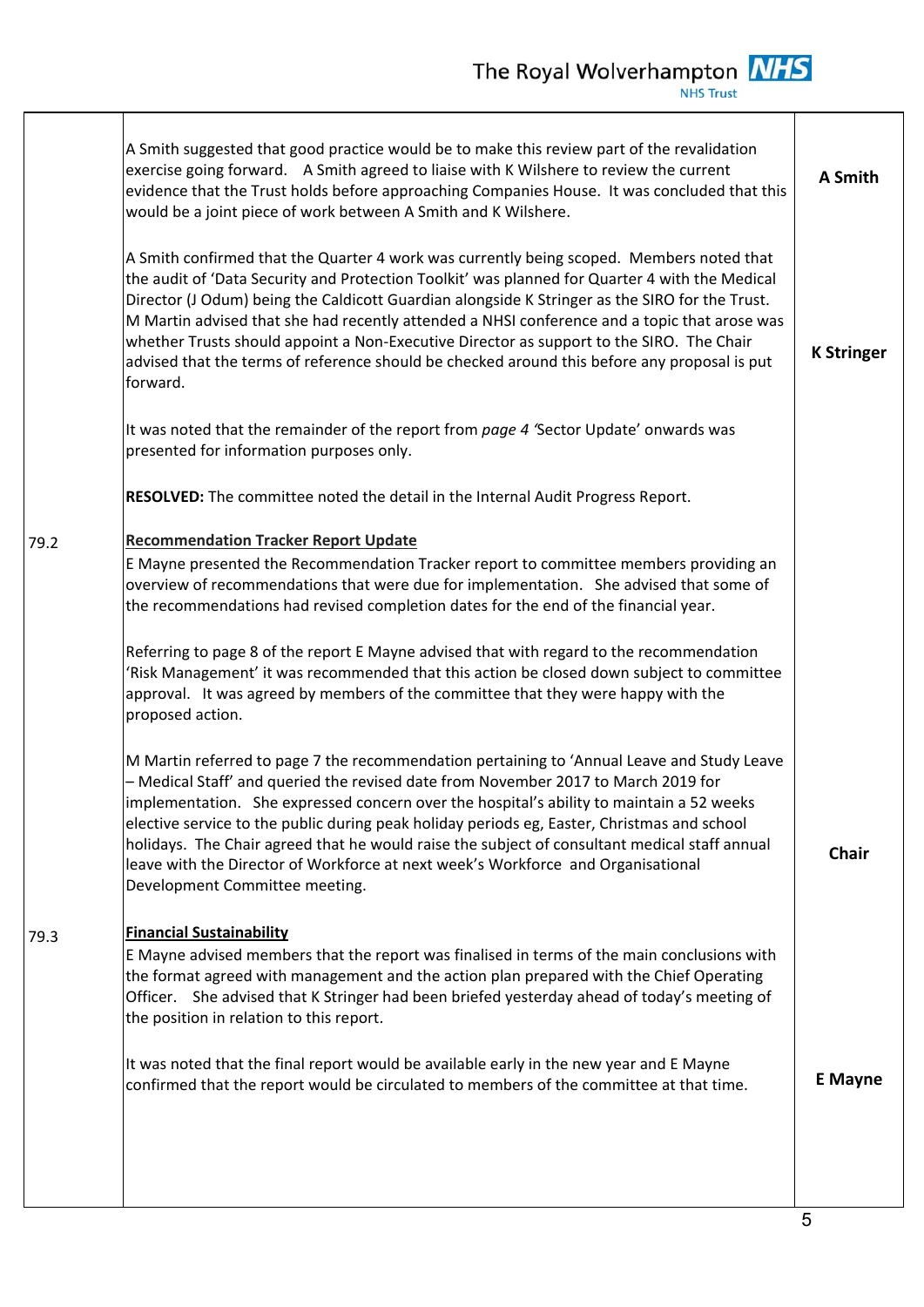| | | |
|---|---|---|
| | A Smith suggested that good practice would be to make this review part of the revalidation exercise going forward. A Smith agreed to liaise with K Wilshere to review the current evidence that the Trust holds before approaching Companies House. It was concluded that this would be a joint piece of work between A Smith and K Wilshere. | **A Smith** |
| | A Smith confirmed that the Quarter 4 work was currently being scoped. Members noted that the audit of 'Data Security and Protection Toolkit' was planned for Quarter 4 with the Medical Director (J Odum) being the Caldicott Guardian alongside K Stringer as the SIRO for the Trust. M Martin advised that she had recently attended a NHSI conference and a topic that arose was whether Trusts should appoint a Non-Executive Director as support to the SIRO. The Chair advised that the terms of reference should be checked around this before any proposal is put forward. | **K Stringer** |
| | It was noted that the remainder of the report from *page 4* 'Sector Update' onwards was presented for information purposes only. | |
| | **RESOLVED:** The committee noted the detail in the Internal Audit Progress Report. | |
| 79.2 | **Recommendation Tracker Report Update**<br>E Mayne presented the Recommendation Tracker report to committee members providing an overview of recommendations that were due for implementation. She advised that some of the recommendations had revised completion dates for the end of the financial year. | |
| | Referring to page 8 of the report E Mayne advised that with regard to the recommendation 'Risk Management' it was recommended that this action be closed down subject to committee approval. It was agreed by members of the committee that they were happy with the proposed action. | |
| | M Martin referred to page 7 the recommendation pertaining to 'Annual Leave and Study Leave – Medical Staff' and queried the revised date from November 2017 to March 2019 for implementation. She expressed concern over the hospital's ability to maintain a 52 weeks elective service to the public during peak holiday periods eg, Easter, Christmas and school holidays. The Chair agreed that he would raise the subject of consultant medical staff annual leave with the Director of Workforce at next week's Workforce and Organisational Development Committee meeting. | **Chair** |
| 79.3 | **Financial Sustainability**<br>E Mayne advised members that the report was finalised in terms of the main conclusions with the format agreed with management and the action plan prepared with the Chief Operating Officer. She advised that K Stringer had been briefed yesterday ahead of today's meeting of the position in relation to this report. | |
| | It was noted that the final report would be available early in the new year and E Mayne confirmed that the report would be circulated to members of the committee at that time. | **E Mayne** |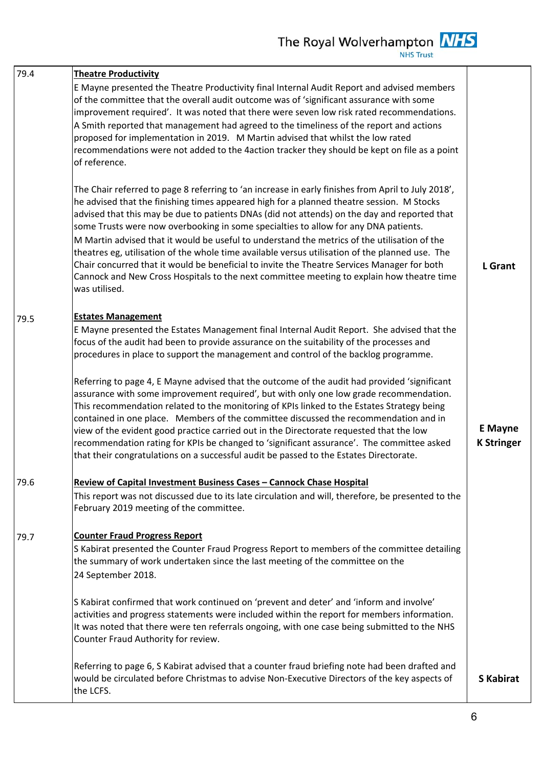| | | |
|---|---|---|
| 79.4 | **Theatre Productivity**<br>E Mayne presented the Theatre Productivity final Internal Audit Report and advised members of the committee that the overall audit outcome was of 'significant assurance with some improvement required'. It was noted that there were seven low risk rated recommendations. A Smith reported that management had agreed to the timeliness of the report and actions proposed for implementation in 2019. M Martin advised that whilst the low rated recommendations were not added to the 4action tracker they should be kept on file as a point of reference.<br><br>The Chair referred to page 8 referring to 'an increase in early finishes from April to July 2018', he advised that the finishing times appeared high for a planned theatre session. M Stocks advised that this may be due to patients DNAs (did not attends) on the day and reported that some Trusts were now overbooking in some specialties to allow for any DNA patients.<br>M Martin advised that it would be useful to understand the metrics of the utilisation of the theatres eg, utilisation of the whole time available versus utilisation of the planned use. The Chair concurred that it would be beneficial to invite the Theatre Services Manager for both Cannock and New Cross Hospitals to the next committee meeting to explain how theatre time was utilised. | **L Grant** |
| 79.5 | **Estates Management**<br>E Mayne presented the Estates Management final Internal Audit Report. She advised that the focus of the audit had been to provide assurance on the suitability of the processes and procedures in place to support the management and control of the backlog programme.<br><br>Referring to page 4, E Mayne advised that the outcome of the audit had provided 'significant assurance with some improvement required', but with only one low grade recommendation. This recommendation related to the monitoring of KPIs linked to the Estates Strategy being contained in one place. Members of the committee discussed the recommendation and in view of the evident good practice carried out in the Directorate requested that the low recommendation rating for KPIs be changed to 'significant assurance'. The committee asked that their congratulations on a successful audit be passed to the Estates Directorate. | **E Mayne**<br>**K Stringer** |
| 79.6 | **Review of Capital Investment Business Cases – Cannock Chase Hospital**<br>This report was not discussed due to its late circulation and will, therefore, be presented to the February 2019 meeting of the committee. | |
| 79.7 | **Counter Fraud Progress Report**<br>S Kabirat presented the Counter Fraud Progress Report to members of the committee detailing the summary of work undertaken since the last meeting of the committee on the 24 September 2018.<br><br>S Kabirat confirmed that work continued on 'prevent and deter' and 'inform and involve' activities and progress statements were included within the report for members information. It was noted that there were ten referrals ongoing, with one case being submitted to the NHS Counter Fraud Authority for review.<br><br>Referring to page 6, S Kabirat advised that a counter fraud briefing note had been drafted and would be circulated before Christmas to advise Non-Executive Directors of the key aspects of the LCFS. | **S Kabirat** |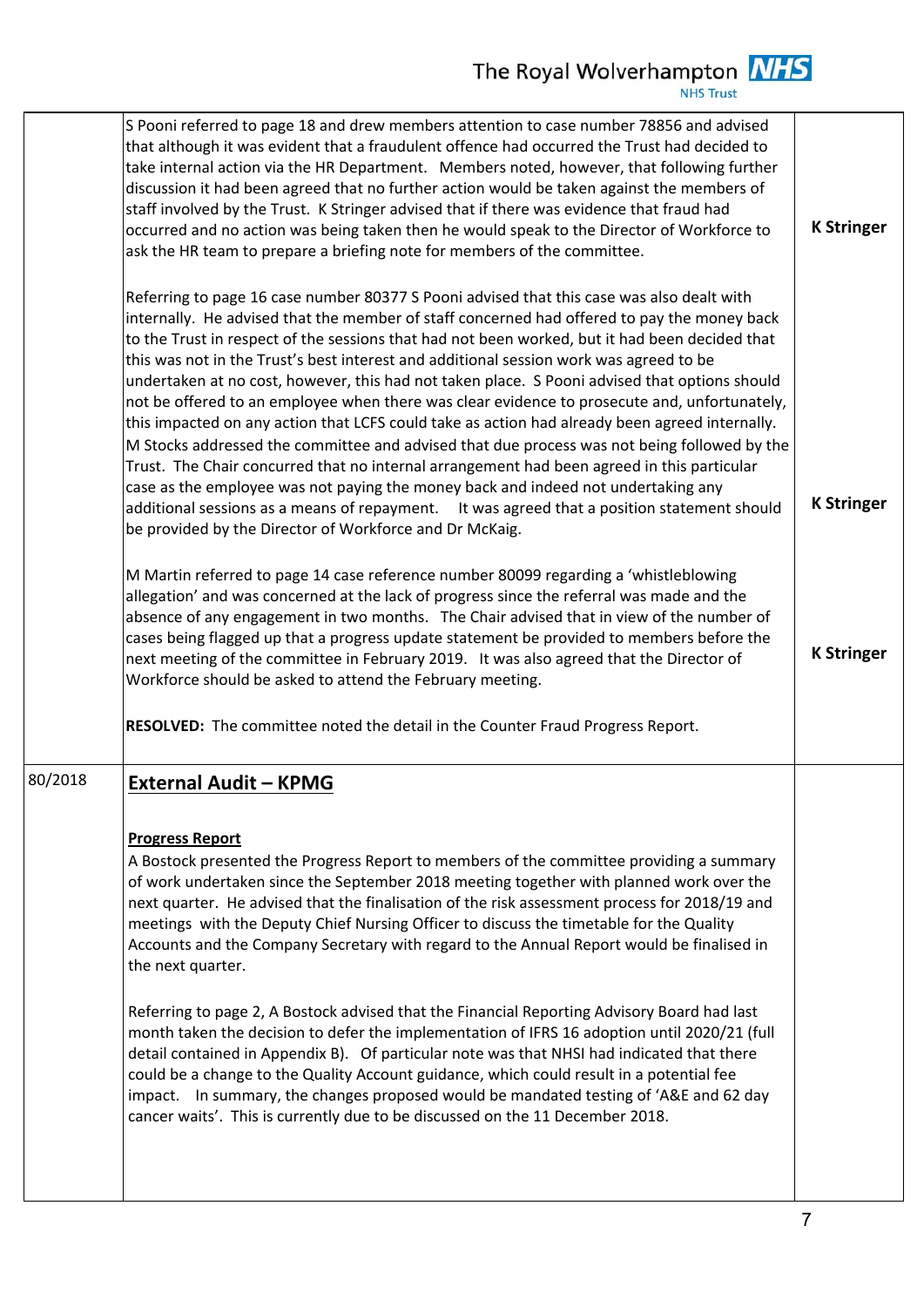| | | |
|---|---|---|
| | S Pooni referred to page 18 and drew members attention to case number 78856 and advised that although it was evident that a fraudulent offence had occurred the Trust had decided to take internal action via the HR Department. Members noted, however, that following further discussion it had been agreed that no further action would be taken against the members of staff involved by the Trust. K Stringer advised that if there was evidence that fraud had occurred and no action was being taken then he would speak to the Director of Workforce to ask the HR team to prepare a briefing note for members of the committee.<br><br>Referring to page 16 case number 80377 S Pooni advised that this case was also dealt with internally. He advised that the member of staff concerned had offered to pay the money back to the Trust in respect of the sessions that had not been worked, but it had been decided that this was not in the Trust's best interest and additional session work was agreed to be undertaken at no cost, however, this had not taken place. S Pooni advised that options should not be offered to an employee when there was clear evidence to prosecute and, unfortunately, this impacted on any action that LCFS could take as action had already been agreed internally. M Stocks addressed the committee and advised that due process was not being followed by the Trust. The Chair concurred that no internal arrangement had been agreed in this particular case as the employee was not paying the money back and indeed not undertaking any additional sessions as a means of repayment. It was agreed that a position statement should be provided by the Director of Workforce and Dr McKaig.<br><br>M Martin referred to page 14 case reference number 80099 regarding a 'whistleblowing allegation' and was concerned at the lack of progress since the referral was made and the absence of any engagement in two months. The Chair advised that in view of the number of cases being flagged up that a progress update statement be provided to members before the next meeting of the committee in February 2019. It was also agreed that the Director of Workforce should be asked to attend the February meeting.<br><br>**RESOLVED:** The committee noted the detail in the Counter Fraud Progress Report. | **K Stringer**<br><br>**K Stringer**<br><br>**K Stringer** |
| 80/2018 | **External Audit – KPMG**<br><br>**Progress Report**<br>A Bostock presented the Progress Report to members of the committee providing a summary of work undertaken since the September 2018 meeting together with planned work over the next quarter. He advised that the finalisation of the risk assessment process for 2018/19 and meetings with the Deputy Chief Nursing Officer to discuss the timetable for the Quality Accounts and the Company Secretary with regard to the Annual Report would be finalised in the next quarter.<br><br>Referring to page 2, A Bostock advised that the Financial Reporting Advisory Board had last month taken the decision to defer the implementation of IFRS 16 adoption until 2020/21 (full detail contained in Appendix B). Of particular note was that NHSI had indicated that there could be a change to the Quality Account guidance, which could result in a potential fee impact. In summary, the changes proposed would be mandated testing of 'A&E and 62 day cancer waits'. This is currently due to be discussed on the 11 December 2018. | |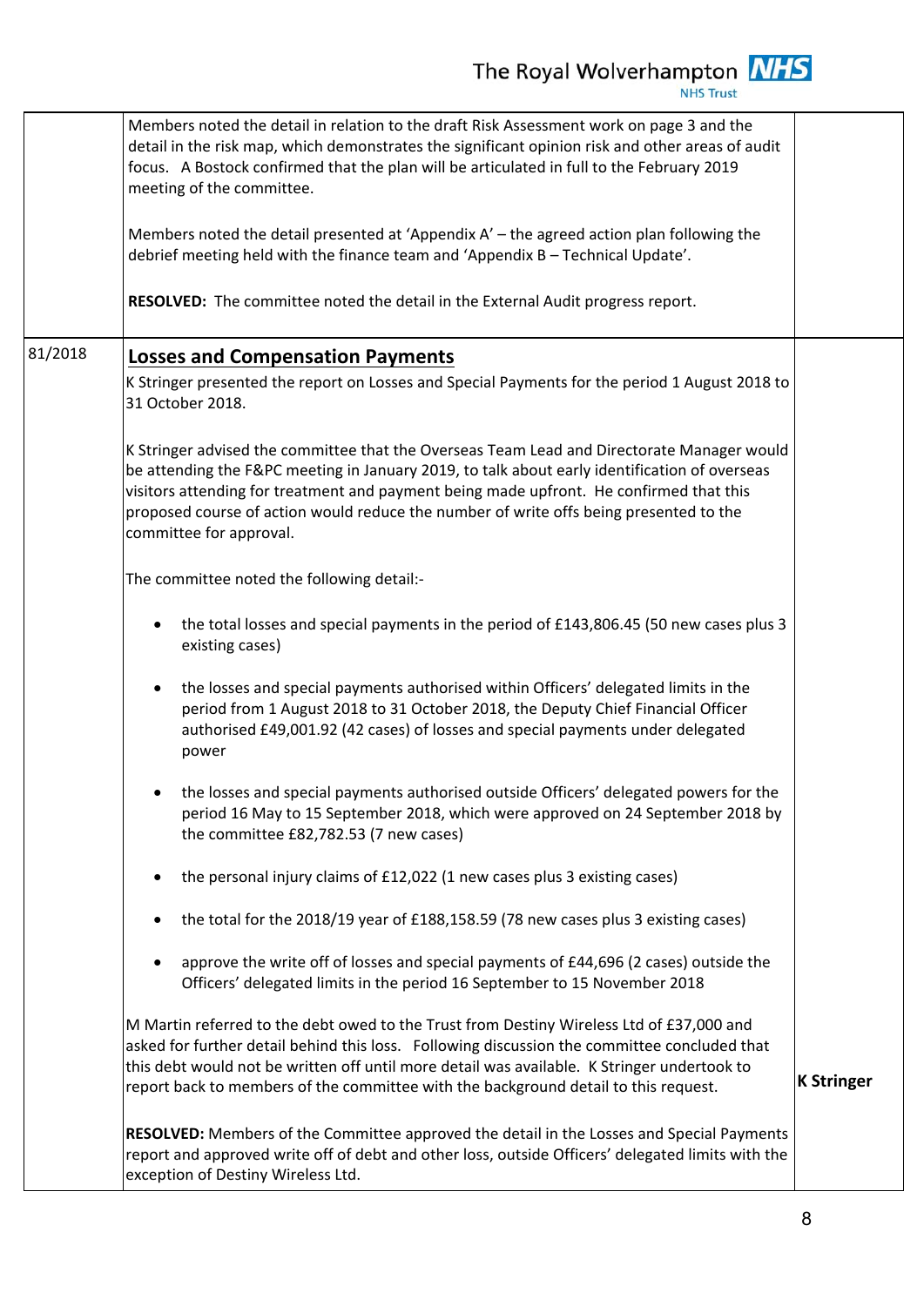| | | |
|---|---|---|
| | Members noted the detail in relation to the draft Risk Assessment work on page 3 and the detail in the risk map, which demonstrates the significant opinion risk and other areas of audit focus. A Bostock confirmed that the plan will be articulated in full to the February 2019 meeting of the committee.<br><br>Members noted the detail presented at 'Appendix A' – the agreed action plan following the debrief meeting held with the finance team and 'Appendix B – Technical Update'.<br><br>**RESOLVED:** The committee noted the detail in the External Audit progress report. | |
| 81/2018 | **Losses and Compensation Payments**<br><br>K Stringer presented the report on Losses and Special Payments for the period 1 August 2018 to 31 October 2018.<br><br>K Stringer advised the committee that the Overseas Team Lead and Directorate Manager would be attending the F&PC meeting in January 2019, to talk about early identification of overseas visitors attending for treatment and payment being made upfront. He confirmed that this proposed course of action would reduce the number of write offs being presented to the committee for approval.<br><br>The committee noted the following detail:-<br><br>• the total losses and special payments in the period of £143,806.45 (50 new cases plus 3 existing cases)<br><br>• the losses and special payments authorised within Officers' delegated limits in the period from 1 August 2018 to 31 October 2018, the Deputy Chief Financial Officer authorised £49,001.92 (42 cases) of losses and special payments under delegated power<br><br>• the losses and special payments authorised outside Officers' delegated powers for the period 16 May to 15 September 2018, which were approved on 24 September 2018 by the committee £82,782.53 (7 new cases)<br><br>• the personal injury claims of £12,022 (1 new cases plus 3 existing cases)<br><br>• the total for the 2018/19 year of £188,158.59 (78 new cases plus 3 existing cases)<br><br>• approve the write off of losses and special payments of £44,696 (2 cases) outside the Officers' delegated limits in the period 16 September to 15 November 2018<br><br>M Martin referred to the debt owed to the Trust from Destiny Wireless Ltd of £37,000 and asked for further detail behind this loss. Following discussion the committee concluded that this debt would not be written off until more detail was available. K Stringer undertook to report back to members of the committee with the background detail to this request.<br><br>**RESOLVED:** Members of the Committee approved the detail in the Losses and Special Payments report and approved write off of debt and other loss, outside Officers' delegated limits with the exception of Destiny Wireless Ltd. | **K Stringer** |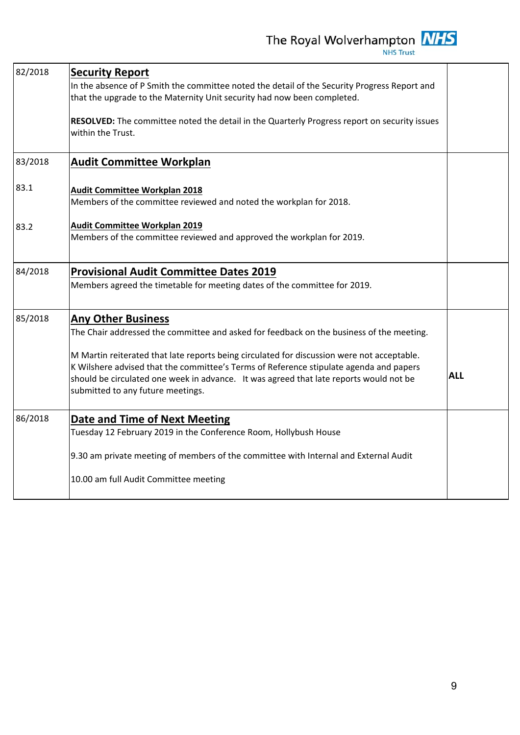| | | |
|---|---|---|
| 82/2018 | **Security Report**<br>In the absence of P Smith the committee noted the detail of the Security Progress Report and that the upgrade to the Maternity Unit security had now been completed.<br><br>**RESOLVED:** The committee noted the detail in the Quarterly Progress report on security issues within the Trust. | |
| 83/2018 | **Audit Committee Workplan** | |
| 83.1 | **Audit Committee Workplan 2018**<br>Members of the committee reviewed and noted the workplan for 2018. | |
| 83.2 | **Audit Committee Workplan 2019**<br>Members of the committee reviewed and approved the workplan for 2019. | |
| 84/2018 | **Provisional Audit Committee Dates 2019**<br>Members agreed the timetable for meeting dates of the committee for 2019. | |
| 85/2018 | **Any Other Business**<br>The Chair addressed the committee and asked for feedback on the business of the meeting.<br><br>M Martin reiterated that late reports being circulated for discussion were not acceptable. K Wilshere advised that the committee's Terms of Reference stipulate agenda and papers should be circulated one week in advance. It was agreed that late reports would not be submitted to any future meetings. | **ALL** |
| 86/2018 | **Date and Time of Next Meeting**<br>Tuesday 12 February 2019 in the Conference Room, Hollybush House<br><br>9.30 am private meeting of members of the committee with Internal and External Audit<br><br>10.00 am full Audit Committee meeting | |